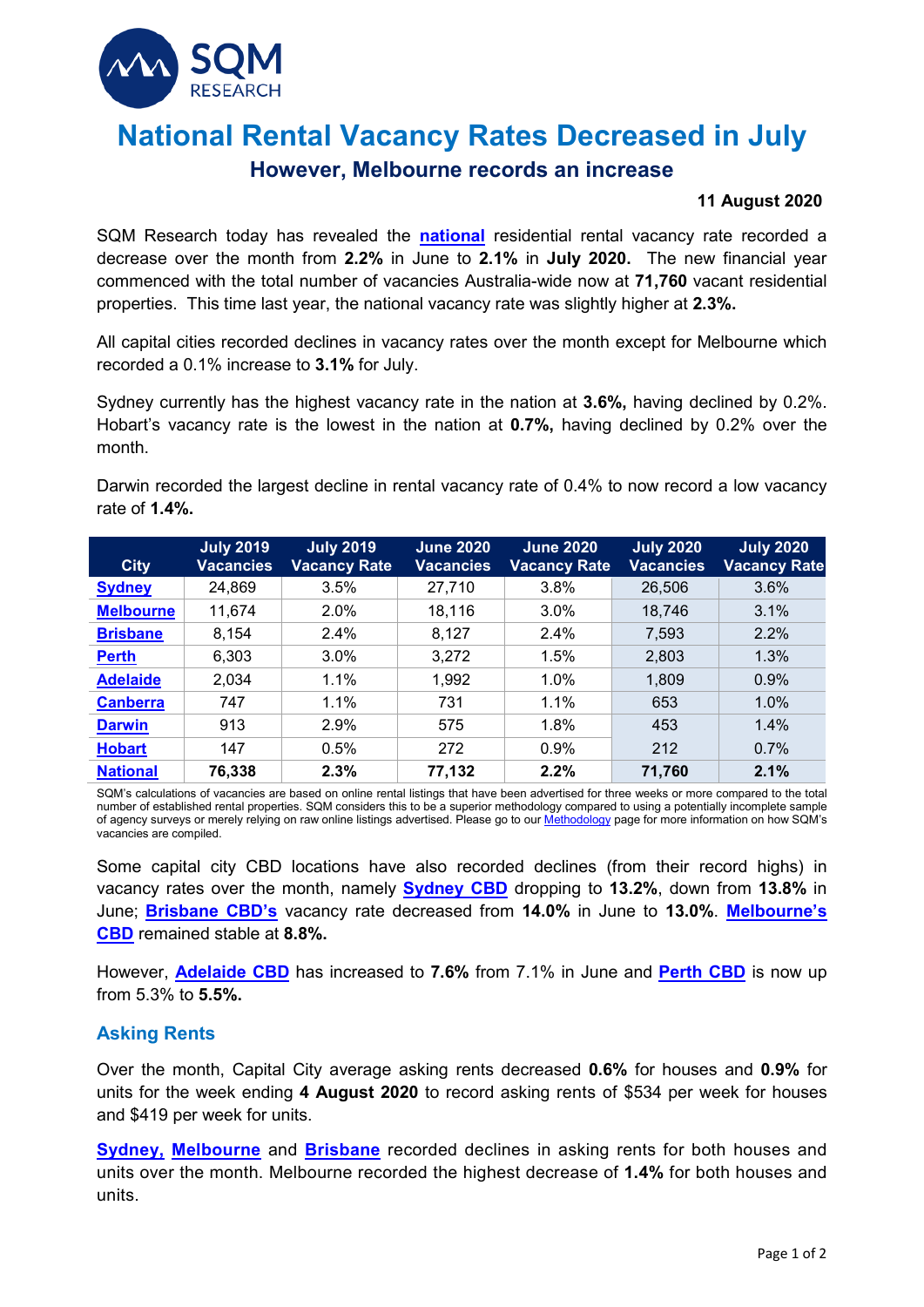# National Rental Vacancy Rates Decreased in July

## However, Melbourne records an increase

**11 August 2020**

SQM Research today has revealed the **national** residential rental vacancy rate recorded a decrease over the month from **2.2%** in June to **2.1%** in **July 2020.** The new financial year commenced with the total number of vacancies Australia-wide now at **71,760** vacant residential properties. This time last year, the national vacancy rate was slightly higher at **2.3%.**

All capital cities recorded declines in vacancy rates over the month except for Melbourne which recorded a 0.1% increase to **3.1%** for July.

Sydney currently has the highest vacancy rate in the nation at **3.6%,** having declined by 0.2%. Hobart's vacancy rate is the lowest in the nation at **0.7%,** having declined by 0.2% over the month.

Darwin recorded the largest decline in rental vacancy rate of 0.4% to now record a low vacancy rate of **1.4%.**

| City | July 2019 Vacancies | July 2019 Vacancy Rate | June 2020 Vacancies | June 2020 Vacancy Rate | July 2020 Vacancies | July 2020 Vacancy Rate |
|---|---|---|---|---|---|---|
| Sydney | 24,869 | 3.5% | 27,710 | 3.8% | 26,506 | 3.6% |
| Melbourne | 11,674 | 2.0% | 18,116 | 3.0% | 18,746 | 3.1% |
| Brisbane | 8,154 | 2.4% | 8,127 | 2.4% | 7,593 | 2.2% |
| Perth | 6,303 | 3.0% | 3,272 | 1.5% | 2,803 | 1.3% |
| Adelaide | 2,034 | 1.1% | 1,992 | 1.0% | 1,809 | 0.9% |
| Canberra | 747 | 1.1% | 731 | 1.1% | 653 | 1.0% |
| Darwin | 913 | 2.9% | 575 | 1.8% | 453 | 1.4% |
| Hobart | 147 | 0.5% | 272 | 0.9% | 212 | 0.7% |
| **National** | **76,338** | **2.3%** | **77,132** | **2.2%** | **71,760** | **2.1%** |

SQM's calculations of vacancies are based on online rental listings that have been advertised for three weeks or more compared to the total number of established rental properties. SQM considers this to be a superior methodology compared to using a potentially incomplete sample of agency surveys or merely relying on raw online listings advertised. Please go to our Methodology page for more information on how SQM's vacancies are compiled.

Some capital city CBD locations have also recorded declines (from their record highs) in vacancy rates over the month, namely **Sydney CBD** dropping to **13.2%**, down from **13.8%** in June; **Brisbane CBD's** vacancy rate decreased from **14.0%** in June to **13.0%**. **Melbourne's CBD** remained stable at **8.8%.**

However, **Adelaide CBD** has increased to **7.6%** from 7.1% in June and **Perth CBD** is now up from 5.3% to **5.5%.**

### Asking Rents

Over the month, Capital City average asking rents decreased **0.6%** for houses and **0.9%** for units for the week ending **4 August 2020** to record asking rents of $534 per week for houses and $419 per week for units.

**Sydney, Melbourne** and **Brisbane** recorded declines in asking rents for both houses and units over the month. Melbourne recorded the highest decrease of **1.4%** for both houses and units.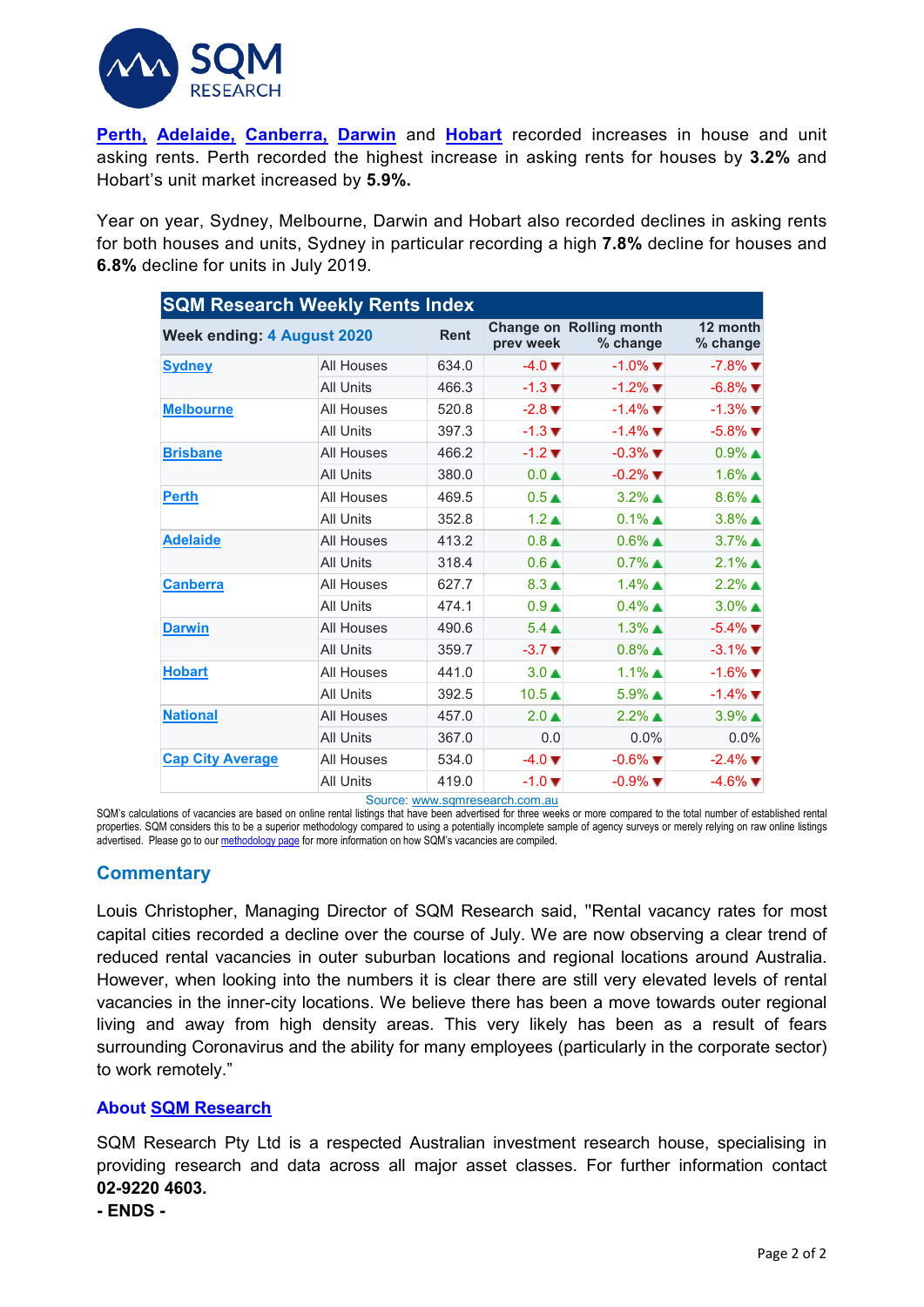**Perth, Adelaide, Canberra, Darwin** and **Hobart** recorded increases in house and unit asking rents. Perth recorded the highest increase in asking rents for houses by **3.2%** and Hobart's unit market increased by **5.9%.**

Year on year, Sydney, Melbourne, Darwin and Hobart also recorded declines in asking rents for both houses and units, Sydney in particular recording a high **7.8%** decline for houses and **6.8%** decline for units in July 2019.

**SQM Research Weekly Rents Index**

| Week ending: 4 August 2020 | | Rent | Change on prev week | Rolling month % change | 12 month % change |
|---|---|---|---|---|---|
| Sydney | All Houses | 634.0 | -4.0 ▼ | -1.0% ▼ | -7.8% ▼ |
| | All Units | 466.3 | -1.3 ▼ | -1.2% ▼ | -6.8% ▼ |
| Melbourne | All Houses | 520.8 | -2.8 ▼ | -1.4% ▼ | -1.3% ▼ |
| | All Units | 397.3 | -1.3 ▼ | -1.4% ▼ | -5.8% ▼ |
| Brisbane | All Houses | 466.2 | -1.2 ▼ | -0.3% ▼ | 0.9% ▲ |
| | All Units | 380.0 | 0.0 ▲ | -0.2% ▼ | 1.6% ▲ |
| Perth | All Houses | 469.5 | 0.5 ▲ | 3.2% ▲ | 8.6% ▲ |
| | All Units | 352.8 | 1.2 ▲ | 0.1% ▲ | 3.8% ▲ |
| Adelaide | All Houses | 413.2 | 0.8 ▲ | 0.6% ▲ | 3.7% ▲ |
| | All Units | 318.4 | 0.6 ▲ | 0.7% ▲ | 2.1% ▲ |
| Canberra | All Houses | 627.7 | 8.3 ▲ | 1.4% ▲ | 2.2% ▲ |
| | All Units | 474.1 | 0.9 ▲ | 0.4% ▲ | 3.0% ▲ |
| Darwin | All Houses | 490.6 | 5.4 ▲ | 1.3% ▲ | -5.4% ▼ |
| | All Units | 359.7 | -3.7 ▼ | 0.8% ▲ | -3.1% ▼ |
| Hobart | All Houses | 441.0 | 3.0 ▲ | 1.1% ▲ | -1.6% ▼ |
| | All Units | 392.5 | 10.5 ▲ | 5.9% ▲ | -1.4% ▼ |
| National | All Houses | 457.0 | 2.0 ▲ | 2.2% ▲ | 3.9% ▲ |
| | All Units | 367.0 | 0.0 | 0.0% | 0.0% |
| Cap City Average | All Houses | 534.0 | -4.0 ▼ | -0.6% ▼ | -2.4% ▼ |
| | All Units | 419.0 | -1.0 ▼ | -0.9% ▼ | -4.6% ▼ |

Source: www.sqmresearch.com.au

SQM's calculations of vacancies are based on online rental listings that have been advertised for three weeks or more compared to the total number of established rental properties. SQM considers this to be a superior methodology compared to using a potentially incomplete sample of agency surveys or merely relying on raw online listings advertised. Please go to our methodology page for more information on how SQM's vacancies are compiled.

## Commentary

Louis Christopher, Managing Director of SQM Research said, "Rental vacancy rates for most capital cities recorded a decline over the course of July. We are now observing a clear trend of reduced rental vacancies in outer suburban locations and regional locations around Australia. However, when looking into the numbers it is clear there are still very elevated levels of rental vacancies in the inner-city locations. We believe there has been a move towards outer regional living and away from high density areas. This very likely has been as a result of fears surrounding Coronavirus and the ability for many employees (particularly in the corporate sector) to work remotely."

## About SQM Research

SQM Research Pty Ltd is a respected Australian investment research house, specialising in providing research and data across all major asset classes. For further information contact **02-9220 4603.**

**- ENDS -**